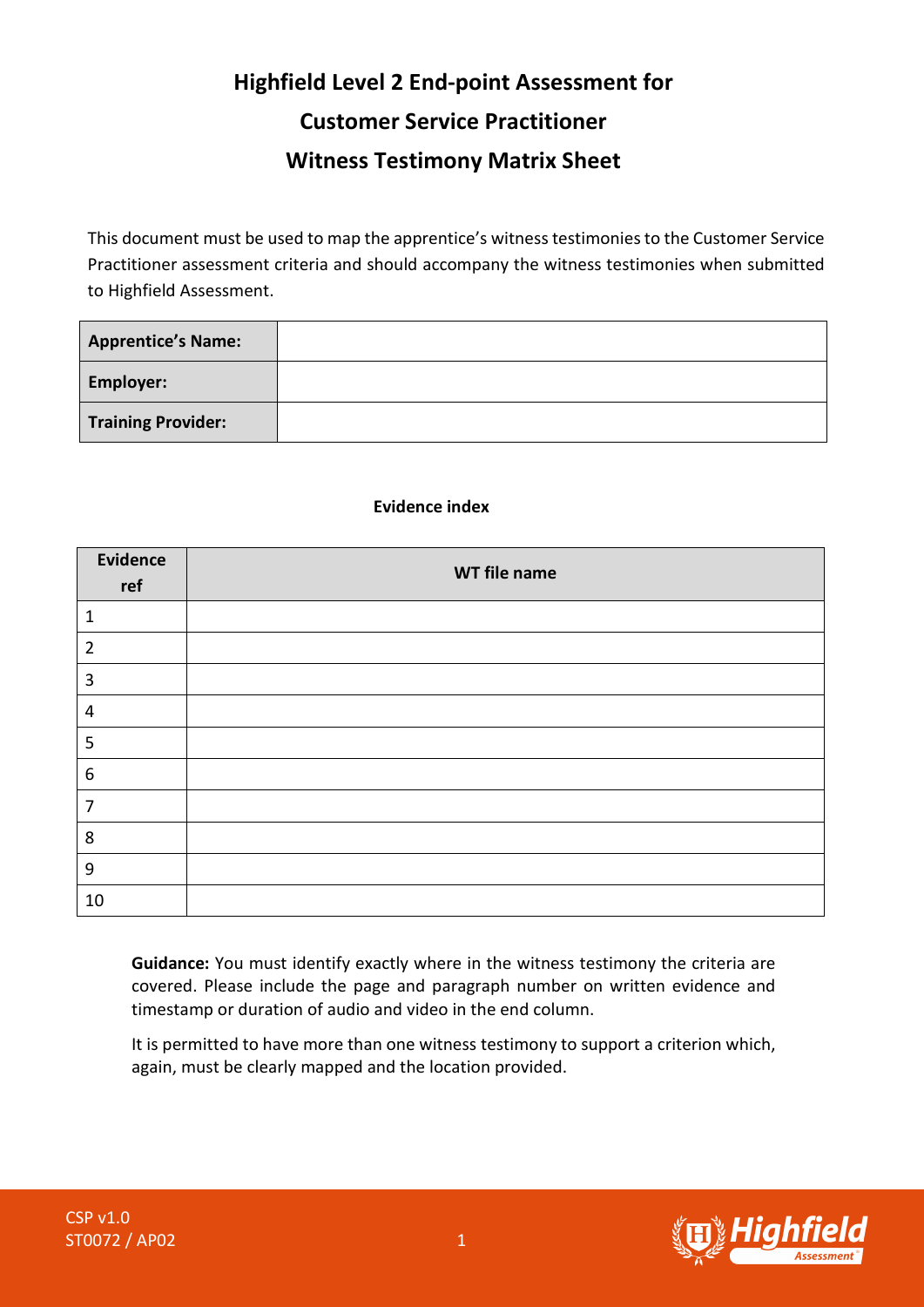# Highfield Level 2 End-point Assessment for

# Customer Service Practitioner

# Witness Testimony Matrix Sheet

This document must be used to map the apprentice's witness testimonies to the Customer Service Practitioner assessment criteria and should accompany the witness testimonies when submitted to Highfield Assessment.

| **Apprentice's Name:** | |
|---|---|
| **Employer:** | |
| **Training Provider:** | |

**Evidence index**

| Evidence ref | WT file name |
|---|---|
| 1 | |
| 2 | |
| 3 | |
| 4 | |
| 5 | |
| 6 | |
| 7 | |
| 8 | |
| 9 | |
| 10 | |

**Guidance:** You must identify exactly where in the witness testimony the criteria are covered. Please include the page and paragraph number on written evidence and timestamp or duration of audio and video in the end column.

It is permitted to have more than one witness testimony to support a criterion which, again, must be clearly mapped and the location provided.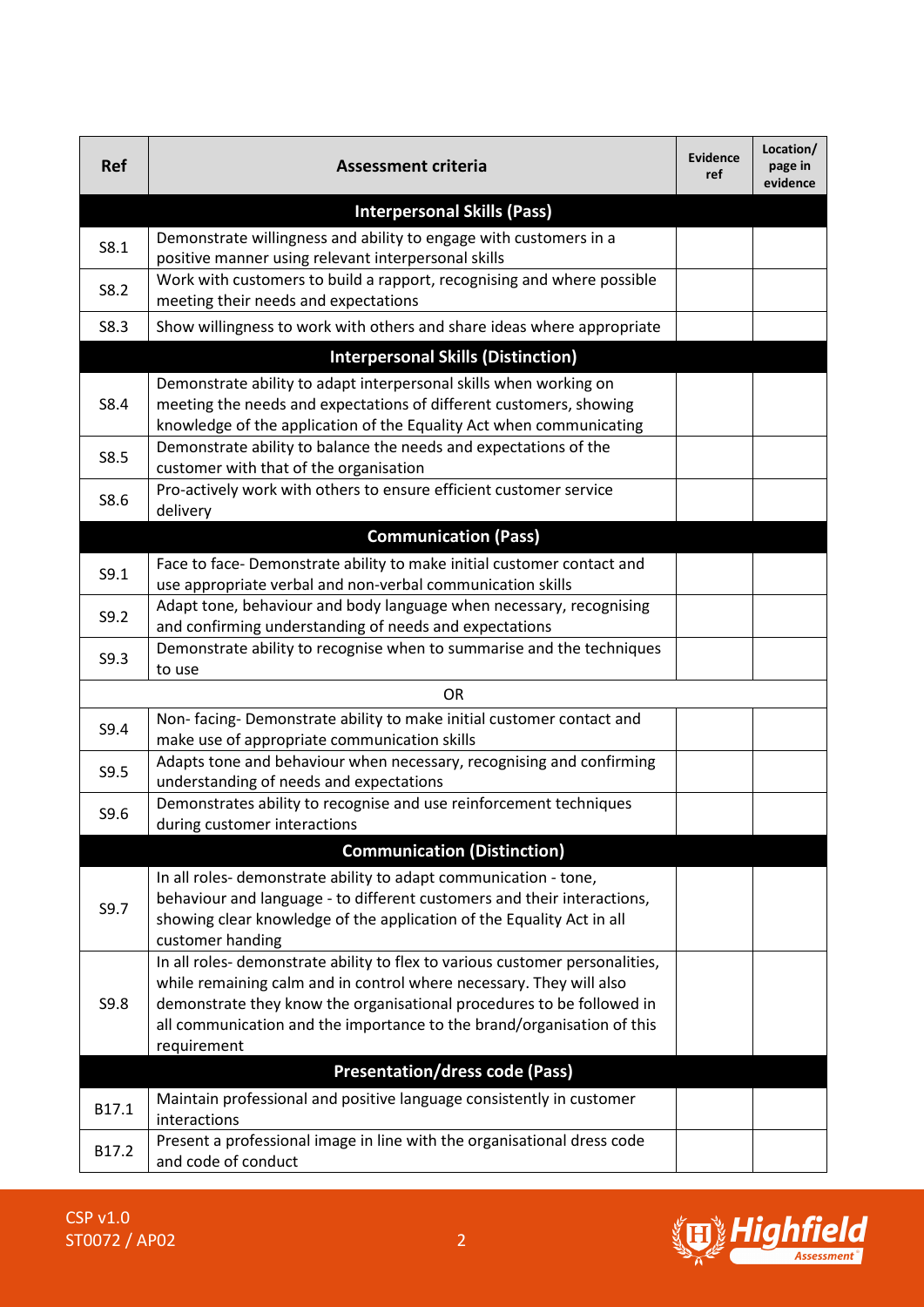| Ref | Assessment criteria | Evidence ref | Location/ page in evidence |
|---|---|---|---|
| **Interpersonal Skills (Pass)** | | | |
| S8.1 | Demonstrate willingness and ability to engage with customers in a positive manner using relevant interpersonal skills | | |
| S8.2 | Work with customers to build a rapport, recognising and where possible meeting their needs and expectations | | |
| S8.3 | Show willingness to work with others and share ideas where appropriate | | |
| **Interpersonal Skills (Distinction)** | | | |
| S8.4 | Demonstrate ability to adapt interpersonal skills when working on meeting the needs and expectations of different customers, showing knowledge of the application of the Equality Act when communicating | | |
| S8.5 | Demonstrate ability to balance the needs and expectations of the customer with that of the organisation | | |
| S8.6 | Pro-actively work with others to ensure efficient customer service delivery | | |
| **Communication (Pass)** | | | |
| S9.1 | Face to face- Demonstrate ability to make initial customer contact and use appropriate verbal and non-verbal communication skills | | |
| S9.2 | Adapt tone, behaviour and body language when necessary, recognising and confirming understanding of needs and expectations | | |
| S9.3 | Demonstrate ability to recognise when to summarise and the techniques to use | | |
| OR | | | |
| S9.4 | Non- facing- Demonstrate ability to make initial customer contact and make use of appropriate communication skills | | |
| S9.5 | Adapts tone and behaviour when necessary, recognising and confirming understanding of needs and expectations | | |
| S9.6 | Demonstrates ability to recognise and use reinforcement techniques during customer interactions | | |
| **Communication (Distinction)** | | | |
| S9.7 | In all roles- demonstrate ability to adapt communication - tone, behaviour and language - to different customers and their interactions, showing clear knowledge of the application of the Equality Act in all customer handing | | |
| S9.8 | In all roles- demonstrate ability to flex to various customer personalities, while remaining calm and in control where necessary. They will also demonstrate they know the organisational procedures to be followed in all communication and the importance to the brand/organisation of this requirement | | |
| **Presentation/dress code (Pass)** | | | |
| B17.1 | Maintain professional and positive language consistently in customer interactions | | |
| B17.2 | Present a professional image in line with the organisational dress code and code of conduct | | |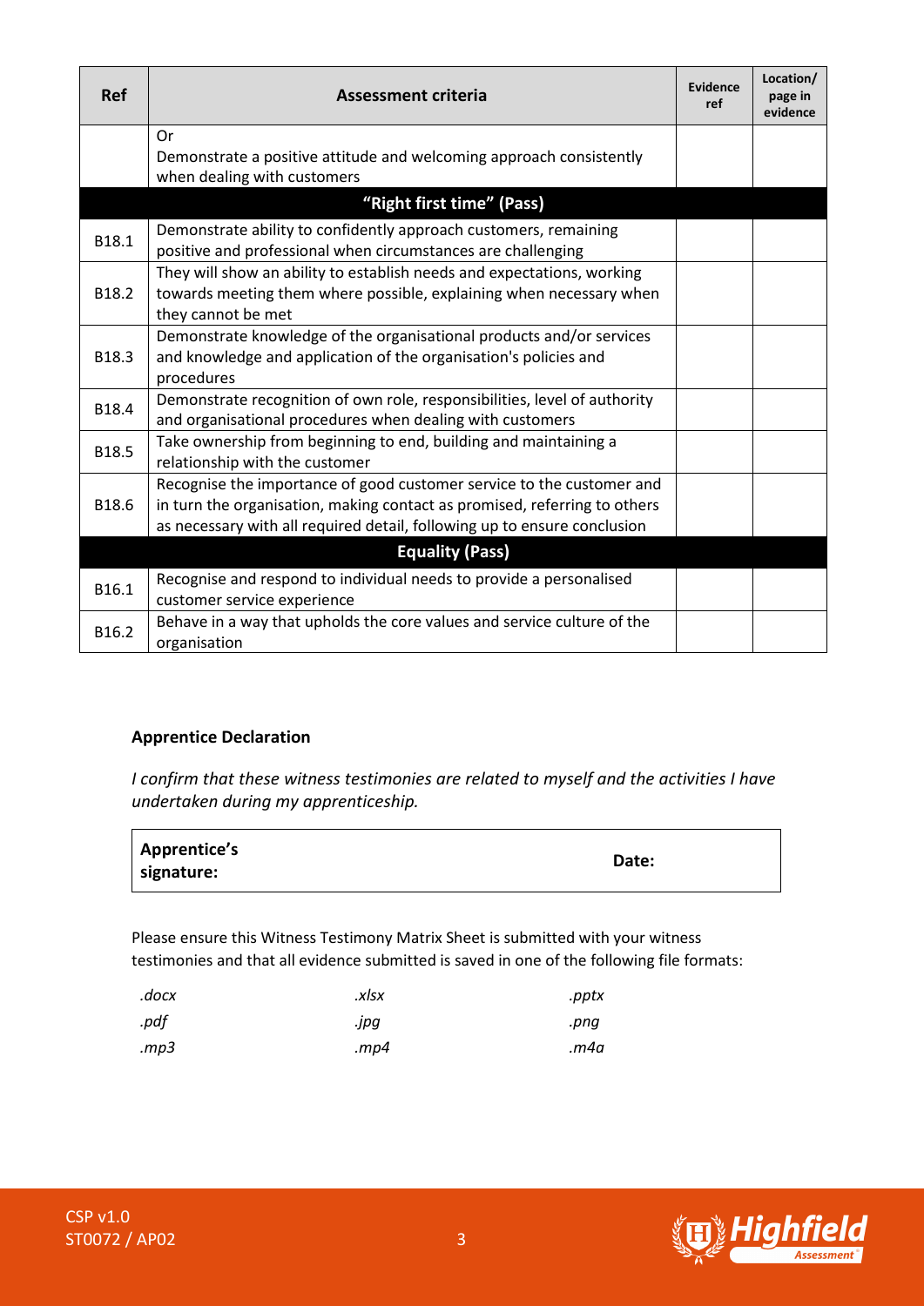| Ref | Assessment criteria | Evidence ref | Location/ page in evidence |
|---|---|---|---|
| | Or<br>Demonstrate a positive attitude and welcoming approach consistently when dealing with customers | | |
| | **"Right first time" (Pass)** | | |
| B18.1 | Demonstrate ability to confidently approach customers, remaining positive and professional when circumstances are challenging | | |
| B18.2 | They will show an ability to establish needs and expectations, working towards meeting them where possible, explaining when necessary when they cannot be met | | |
| B18.3 | Demonstrate knowledge of the organisational products and/or services and knowledge and application of the organisation's policies and procedures | | |
| B18.4 | Demonstrate recognition of own role, responsibilities, level of authority and organisational procedures when dealing with customers | | |
| B18.5 | Take ownership from beginning to end, building and maintaining a relationship with the customer | | |
| B18.6 | Recognise the importance of good customer service to the customer and in turn the organisation, making contact as promised, referring to others as necessary with all required detail, following up to ensure conclusion | | |
| | **Equality (Pass)** | | |
| B16.1 | Recognise and respond to individual needs to provide a personalised customer service experience | | |
| B16.2 | Behave in a way that upholds the core values and service culture of the organisation | | |

**Apprentice Declaration**

*I confirm that these witness testimonies are related to myself and the activities I have undertaken during my apprenticeship.*

| | | | |
|---|---|---|---|
| **Apprentice's signature:** | | **Date:** | |

Please ensure this Witness Testimony Matrix Sheet is submitted with your witness testimonies and that all evidence submitted is saved in one of the following file formats:

| | | |
|---|---|---|
| *.docx* | *.xlsx* | *.pptx* |
| *.pdf* | *.jpg* | *.png* |
| *.mp3* | *.mp4* | *.m4a* |

CSP v1.0
ST0072 / AP02